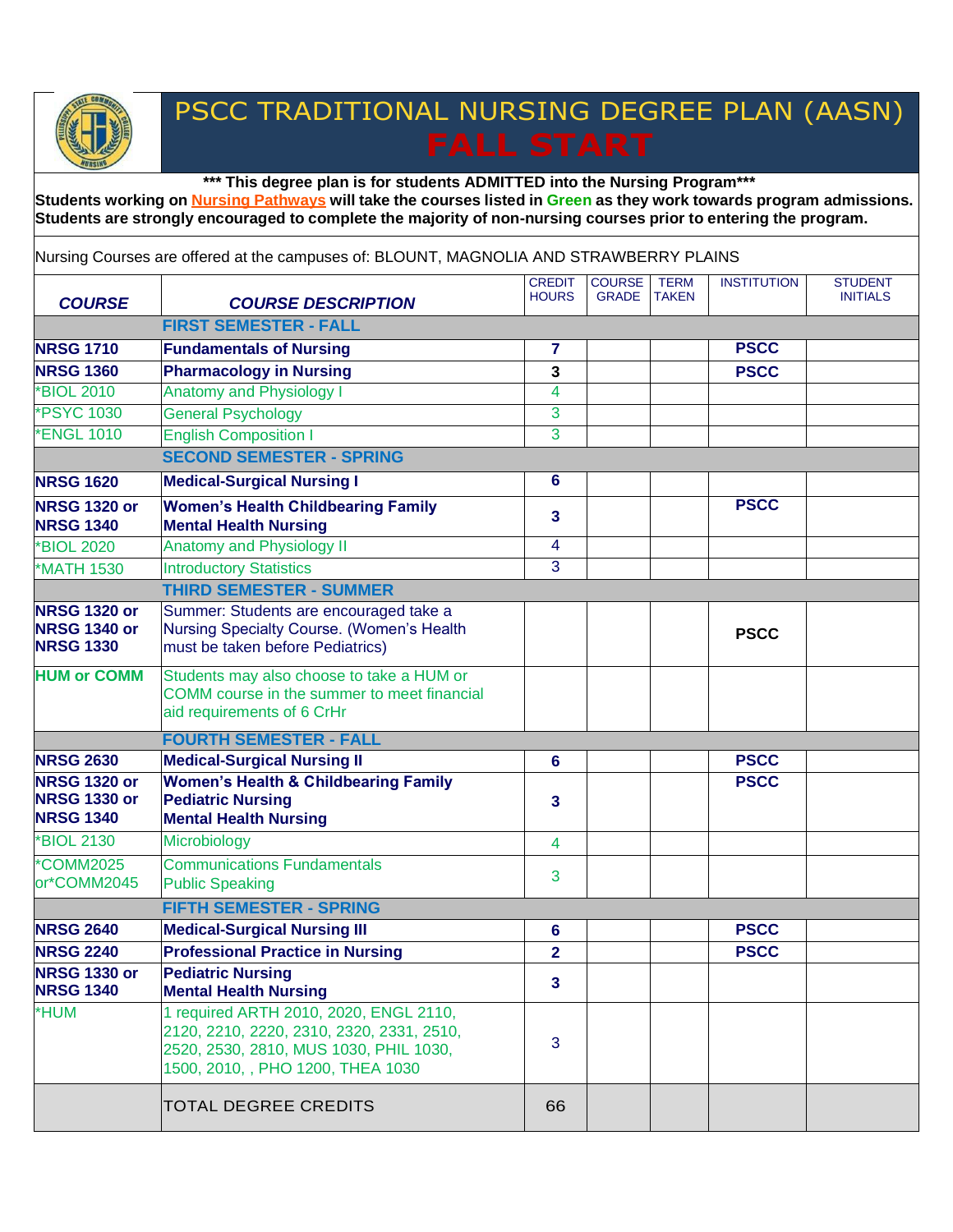# PSCC TRADITIONAL NURSING DEGREE PLAN (AASN)

## FALL START

**\*\*\* This degree plan is for students ADMITTED into the Nursing Program\*\*\***

**Students working on Nursing Pathways will take the courses listed in Green as they work towards program admissions. Students are strongly encouraged to complete the majority of non-nursing courses prior to entering the program.**

Nursing Courses are offered at the campuses of: BLOUNT, MAGNOLIA AND STRAWBERRY PLAINS

| COURSE | COURSE DESCRIPTION | CREDIT HOURS | COURSE GRADE | TERM TAKEN | INSTITUTION | STUDENT INITIALS |
|---|---|---|---|---|---|---|
| | **FIRST SEMESTER - FALL** | | | | | |
| **NRSG 1710** | **Fundamentals of Nursing** | **7** | | | **PSCC** | |
| **NRSG 1360** | **Pharmacology in Nursing** | **3** | | | **PSCC** | |
| *BIOL 2010 | Anatomy and Physiology I | 4 | | | | |
| *PSYC 1030 | General Psychology | 3 | | | | |
| *ENGL 1010 | English Composition I | 3 | | | | |
| | **SECOND SEMESTER - SPRING** | | | | | |
| **NRSG 1620** | **Medical-Surgical Nursing I** | **6** | | | | |
| **NRSG 1320 or NRSG 1340** | **Women's Health Childbearing Family Mental Health Nursing** | **3** | | | **PSCC** | |
| *BIOL 2020 | Anatomy and Physiology II | 4 | | | | |
| *MATH 1530 | Introductory Statistics | 3 | | | | |
| | **THIRD SEMESTER - SUMMER** | | | | | |
| **NRSG 1320 or NRSG 1340 or NRSG 1330** | Summer: Students are encouraged take a Nursing Specialty Course. (Women's Health must be taken before Pediatrics) | | | | **PSCC** | |
| **HUM or COMM** | Students may also choose to take a HUM or COMM course in the summer to meet financial aid requirements of 6 CrHr | | | | | |
| | **FOURTH SEMESTER - FALL** | | | | | |
| **NRSG 2630** | **Medical-Surgical Nursing II** | **6** | | | **PSCC** | |
| **NRSG 1320 or NRSG 1330 or NRSG 1340** | **Women's Health & Childbearing Family Pediatric Nursing Mental Health Nursing** | **3** | | | **PSCC** | |
| *BIOL 2130 | Microbiology | 4 | | | | |
| *COMM2025 or*COMM2045 | Communications Fundamentals Public Speaking | 3 | | | | |
| | **FIFTH SEMESTER - SPRING** | | | | | |
| **NRSG 2640** | **Medical-Surgical Nursing III** | **6** | | | **PSCC** | |
| **NRSG 2240** | **Professional Practice in Nursing** | **2** | | | **PSCC** | |
| **NRSG 1330 or NRSG 1340** | **Pediatric Nursing Mental Health Nursing** | **3** | | | | |
| *HUM | 1 required ARTH 2010, 2020, ENGL 2110, 2120, 2210, 2220, 2310, 2320, 2331, 2510, 2520, 2530, 2810, MUS 1030, PHIL 1030, 1500, 2010, , PHO 1200, THEA 1030 | 3 | | | | |
| | TOTAL DEGREE CREDITS | 66 | | | | |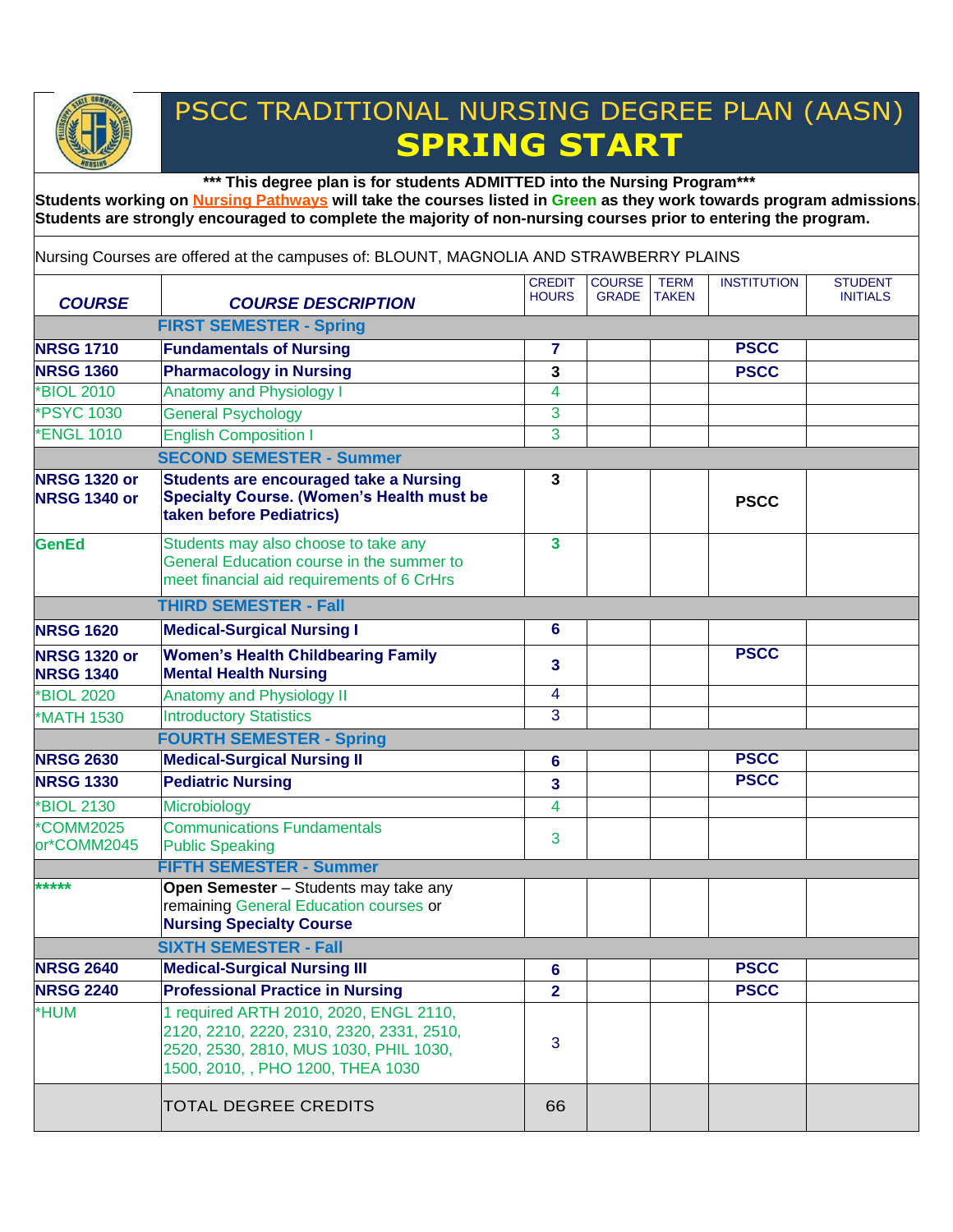# PSCC TRADITIONAL NURSING DEGREE PLAN (AASN)

## SPRING START

**\*\*\* This degree plan is for students ADMITTED into the Nursing Program\*\*\***

**Students working on Nursing Pathways will take the courses listed in Green as they work towards program admissions. Students are strongly encouraged to complete the majority of non-nursing courses prior to entering the program.**

Nursing Courses are offered at the campuses of: BLOUNT, MAGNOLIA AND STRAWBERRY PLAINS

| COURSE | COURSE DESCRIPTION | CREDIT HOURS | COURSE GRADE | TERM TAKEN | INSTITUTION | STUDENT INITIALS |
|---|---|---|---|---|---|---|
| | **FIRST SEMESTER - Spring** | | | | | |
| **NRSG 1710** | **Fundamentals of Nursing** | **7** | | | **PSCC** | |
| **NRSG 1360** | **Pharmacology in Nursing** | **3** | | | **PSCC** | |
| *BIOL 2010 | Anatomy and Physiology I | 4 | | | | |
| *PSYC 1030 | General Psychology | 3 | | | | |
| *ENGL 1010 | English Composition I | 3 | | | | |
| | **SECOND SEMESTER - Summer** | | | | | |
| **NRSG 1320 or NRSG 1340 or** | **Students are encouraged take a Nursing Specialty Course. (Women's Health must be taken before Pediatrics)** | **3** | | | **PSCC** | |
| **GenEd** | Students may also choose to take any General Education course in the summer to meet financial aid requirements of 6 CrHrs | **3** | | | | |
| | **THIRD SEMESTER - Fall** | | | | | |
| **NRSG 1620** | **Medical-Surgical Nursing I** | **6** | | | | |
| **NRSG 1320 or NRSG 1340** | **Women's Health Childbearing Family Mental Health Nursing** | **3** | | | **PSCC** | |
| *BIOL 2020 | Anatomy and Physiology II | 4 | | | | |
| *MATH 1530 | Introductory Statistics | 3 | | | | |
| | **FOURTH SEMESTER - Spring** | | | | | |
| **NRSG 2630** | **Medical-Surgical Nursing II** | **6** | | | **PSCC** | |
| **NRSG 1330** | **Pediatric Nursing** | **3** | | | **PSCC** | |
| *BIOL 2130 | Microbiology | 4 | | | | |
| *COMM2025 or*COMM2045 | Communications Fundamentals Public Speaking | 3 | | | | |
| | **FIFTH SEMESTER - Summer** | | | | | |
| ***** | **Open Semester** – Students may take any remaining General Education courses or **Nursing Specialty Course** | | | | | |
| | **SIXTH SEMESTER - Fall** | | | | | |
| **NRSG 2640** | **Medical-Surgical Nursing III** | **6** | | | **PSCC** | |
| **NRSG 2240** | **Professional Practice in Nursing** | **2** | | | **PSCC** | |
| *HUM | 1 required ARTH 2010, 2020, ENGL 2110, 2120, 2210, 2220, 2310, 2320, 2331, 2510, 2520, 2530, 2810, MUS 1030, PHIL 1030, 1500, 2010, , PHO 1200, THEA 1030 | 3 | | | | |
| | TOTAL DEGREE CREDITS | 66 | | | | |